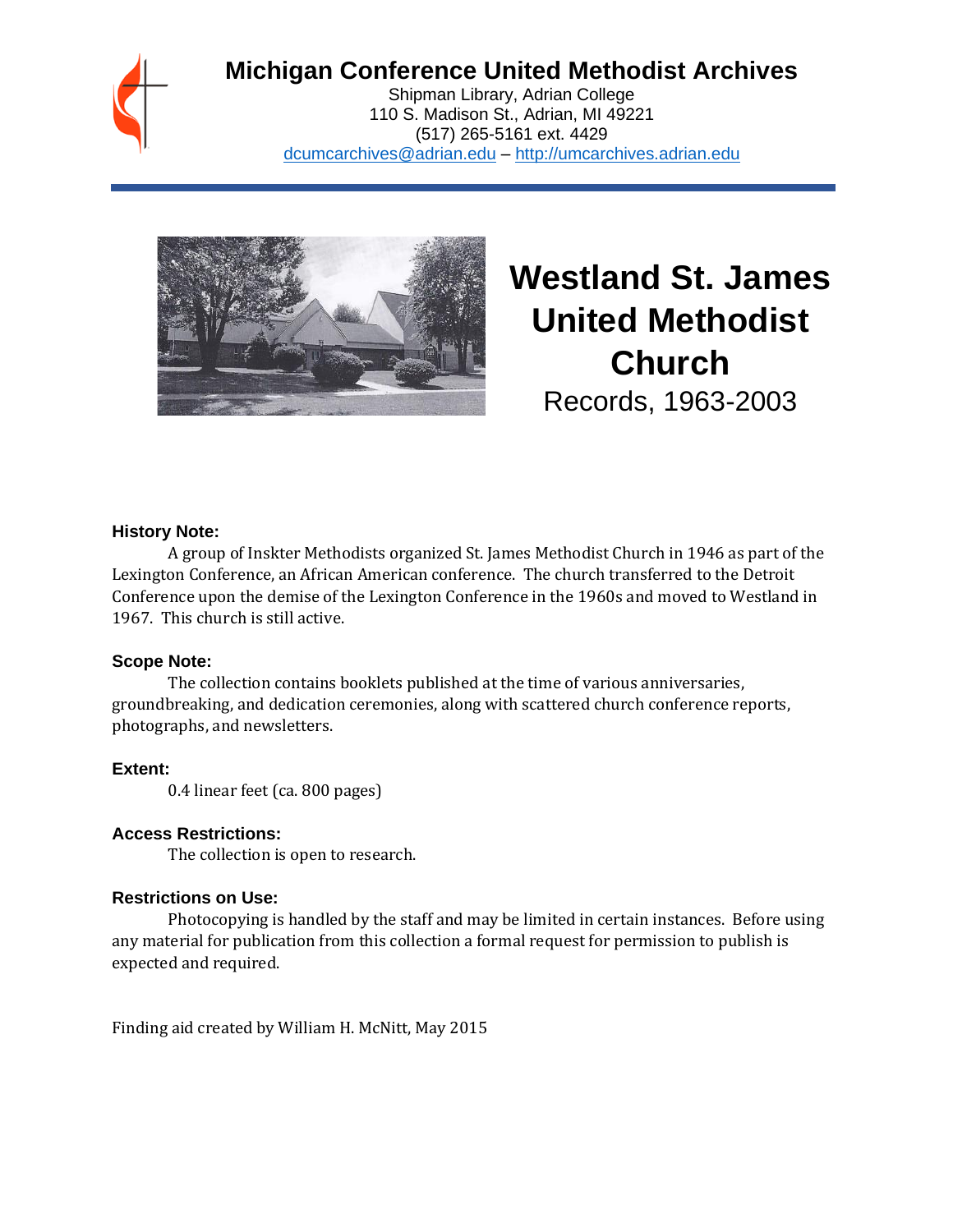# Michigan Conference United Methodist Archives

Shipman Library, Adrian College
110 S. Madison St., Adrian, MI 49221
(517) 265-5161 ext. 4429
dcumcarchives@adrian.edu – http://umcarchives.adrian.edu

# Westland St. James United Methodist Church

Records, 1963-2003

### History Note:

A group of Inskter Methodists organized St. James Methodist Church in 1946 as part of the Lexington Conference, an African American conference. The church transferred to the Detroit Conference upon the demise of the Lexington Conference in the 1960s and moved to Westland in 1967. This church is still active.

### Scope Note:

The collection contains booklets published at the time of various anniversaries, groundbreaking, and dedication ceremonies, along with scattered church conference reports, photographs, and newsletters.

### Extent:

0.4 linear feet (ca. 800 pages)

### Access Restrictions:

The collection is open to research.

### Restrictions on Use:

Photocopying is handled by the staff and may be limited in certain instances. Before using any material for publication from this collection a formal request for permission to publish is expected and required.

Finding aid created by William H. McNitt, May 2015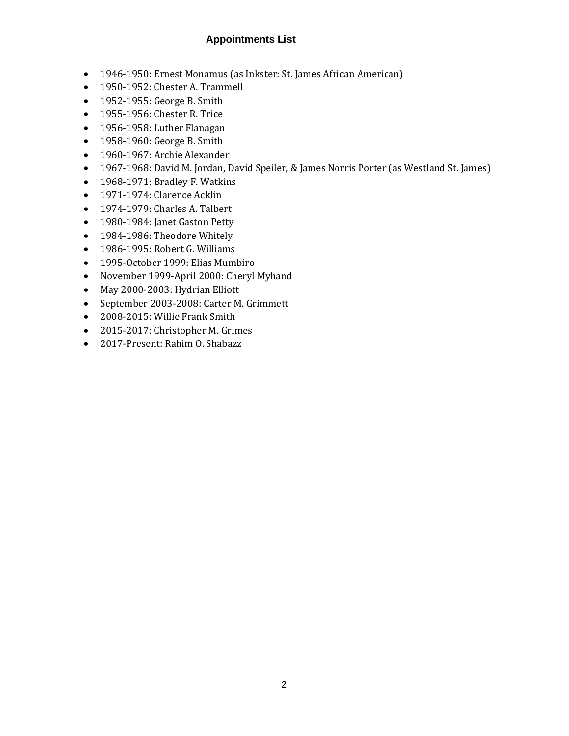## Appointments List

- 1946-1950: Ernest Monamus (as Inkster: St. James African American)
- 1950-1952: Chester A. Trammell
- 1952-1955: George B. Smith
- 1955-1956: Chester R. Trice
- 1956-1958: Luther Flanagan
- 1958-1960: George B. Smith
- 1960-1967: Archie Alexander
- 1967-1968: David M. Jordan, David Speiler, & James Norris Porter (as Westland St. James)
- 1968-1971: Bradley F. Watkins
- 1971-1974: Clarence Acklin
- 1974-1979: Charles A. Talbert
- 1980-1984: Janet Gaston Petty
- 1984-1986: Theodore Whitely
- 1986-1995: Robert G. Williams
- 1995-October 1999: Elias Mumbiro
- November 1999-April 2000: Cheryl Myhand
- May 2000-2003: Hydrian Elliott
- September 2003-2008: Carter M. Grimmett
- 2008-2015: Willie Frank Smith
- 2015-2017: Christopher M. Grimes
- 2017-Present: Rahim O. Shabazz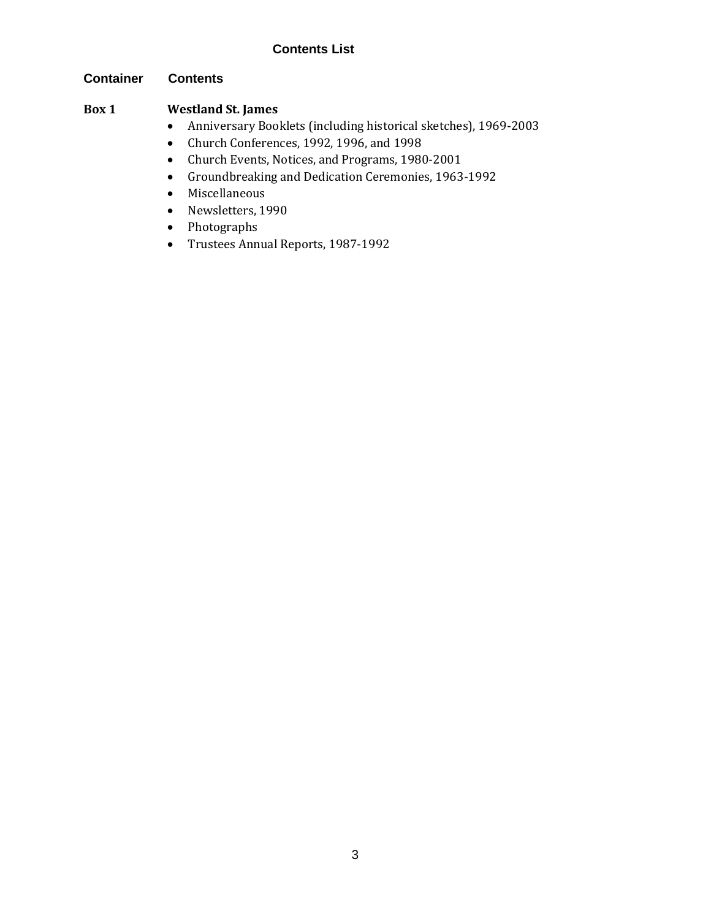## Contents List

| Container | Contents |
|---|---|
| **Box 1** | **Westland St. James** |

- Anniversary Booklets (including historical sketches), 1969-2003
- Church Conferences, 1992, 1996, and 1998
- Church Events, Notices, and Programs, 1980-2001
- Groundbreaking and Dedication Ceremonies, 1963-1992
- Miscellaneous
- Newsletters, 1990
- Photographs
- Trustees Annual Reports, 1987-1992